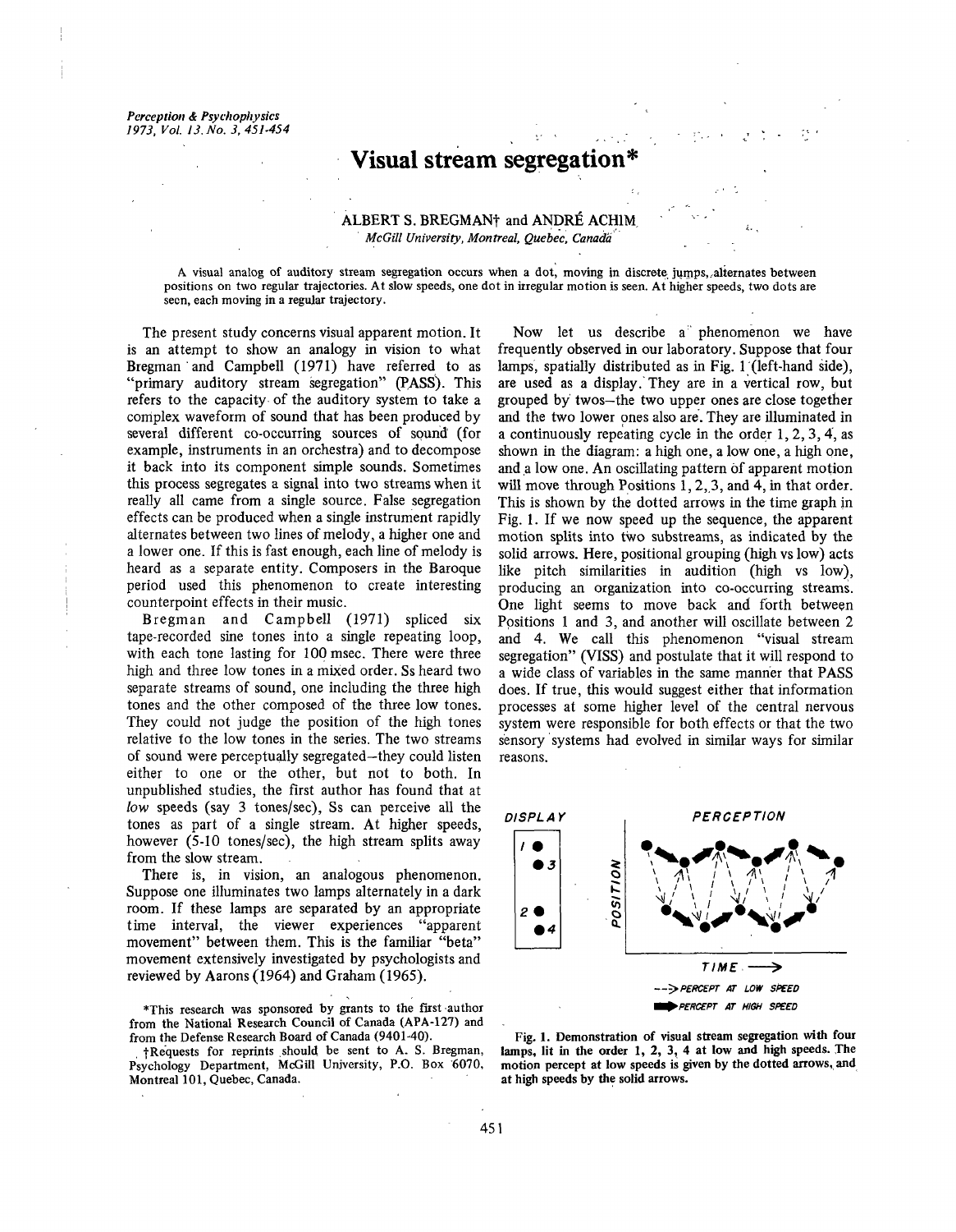# Visual stream segregation*

ALBERT S. BREGMAN† and ANDRÉ ACHIM
*McGill University, Montreal, Quebec, Canada*

A visual analog of auditory stream segregation occurs when a dot, moving in discrete jumps, alternates between positions on two regular trajectories. At slow speeds, one dot in irregular motion is seen. At higher speeds, two dots are seen, each moving in a regular trajectory.

The present study concerns visual apparent motion. It is an attempt to show an analogy in vision to what Bregman and Campbell (1971) have referred to as "primary auditory stream segregation" (PASS). This refers to the capacity of the auditory system to take a complex waveform of sound that has been produced by several different co-occurring sources of sound (for example, instruments in an orchestra) and to decompose it back into its component simple sounds. Sometimes this process segregates a signal into two streams when it really all came from a single source. False segregation effects can be produced when a single instrument rapidly alternates between two lines of melody, a higher one and a lower one. If this is fast enough, each line of melody is heard as a separate entity. Composers in the Baroque period used this phenomenon to create interesting counterpoint effects in their music.

Bregman and Campbell (1971) spliced six tape-recorded sine tones into a single repeating loop, with each tone lasting for 100 msec. There were three high and three low tones in a mixed order. Ss heard two separate streams of sound, one including the three high tones and the other composed of the three low tones. They could not judge the position of the high tones relative to the low tones in the series. The two streams of sound were perceptually segregated—they could listen either to one or the other, but not to both. In unpublished studies, the first author has found that at *low* speeds (say 3 tones/sec), Ss can perceive all the tones as part of a single stream. At higher speeds, however (5-10 tones/sec), the high stream splits away from the slow stream.

There is, in vision, an analogous phenomenon. Suppose one illuminates two lamps alternately in a dark room. If these lamps are separated by an appropriate time interval, the viewer experiences "apparent movement" between them. This is the familiar "beta" movement extensively investigated by psychologists and reviewed by Aarons (1964) and Graham (1965).

Now let us describe a phenomenon we have frequently observed in our laboratory. Suppose that four lamps, spatially distributed as in Fig. 1 (left-hand side), are used as a display. They are in a vertical row, but grouped by twos—the two upper ones are close together and the two lower ones also are. They are illuminated in a continuously repeating cycle in the order 1, 2, 3, 4, as shown in the diagram: a high one, a low one, a high one, and a low one. An oscillating pattern of apparent motion will move through Positions 1, 2, 3, and 4, in that order. This is shown by the dotted arrows in the time graph in Fig. 1. If we now speed up the sequence, the apparent motion splits into two substreams, as indicated by the solid arrows. Here, positional grouping (high vs low) acts like pitch similarities in audition (high vs low), producing an organization into co-occurring streams. One light seems to move back and forth between Positions 1 and 3, and another will oscillate between 2 and 4. We call this phenomenon "visual stream segregation" (VISS) and postulate that it will respond to a wide class of variables in the same manner that PASS does. If true, this would suggest either that information processes at some higher level of the central nervous system were responsible for both effects or that the two sensory systems had evolved in similar ways for similar reasons.

DISPLAY | PERCEPTION | POSITION | TIME ⟶

- - -> PERCEPT AT LOW SPEED
➡ PERCEPT AT HIGH SPEED

Fig. 1. Demonstration of visual stream segregation with four lamps, lit in the order 1, 2, 3, 4 at low and high speeds. The motion percept at low speeds is given by the dotted arrows, and at high speeds by the solid arrows.

*This research was sponsored by grants to the first author from the National Research Council of Canada (APA-127) and from the Defense Research Board of Canada (9401-40).

†Requests for reprints should be sent to A. S. Bregman, Psychology Department, McGill University, P.O. Box 6070, Montreal 101, Quebec, Canada.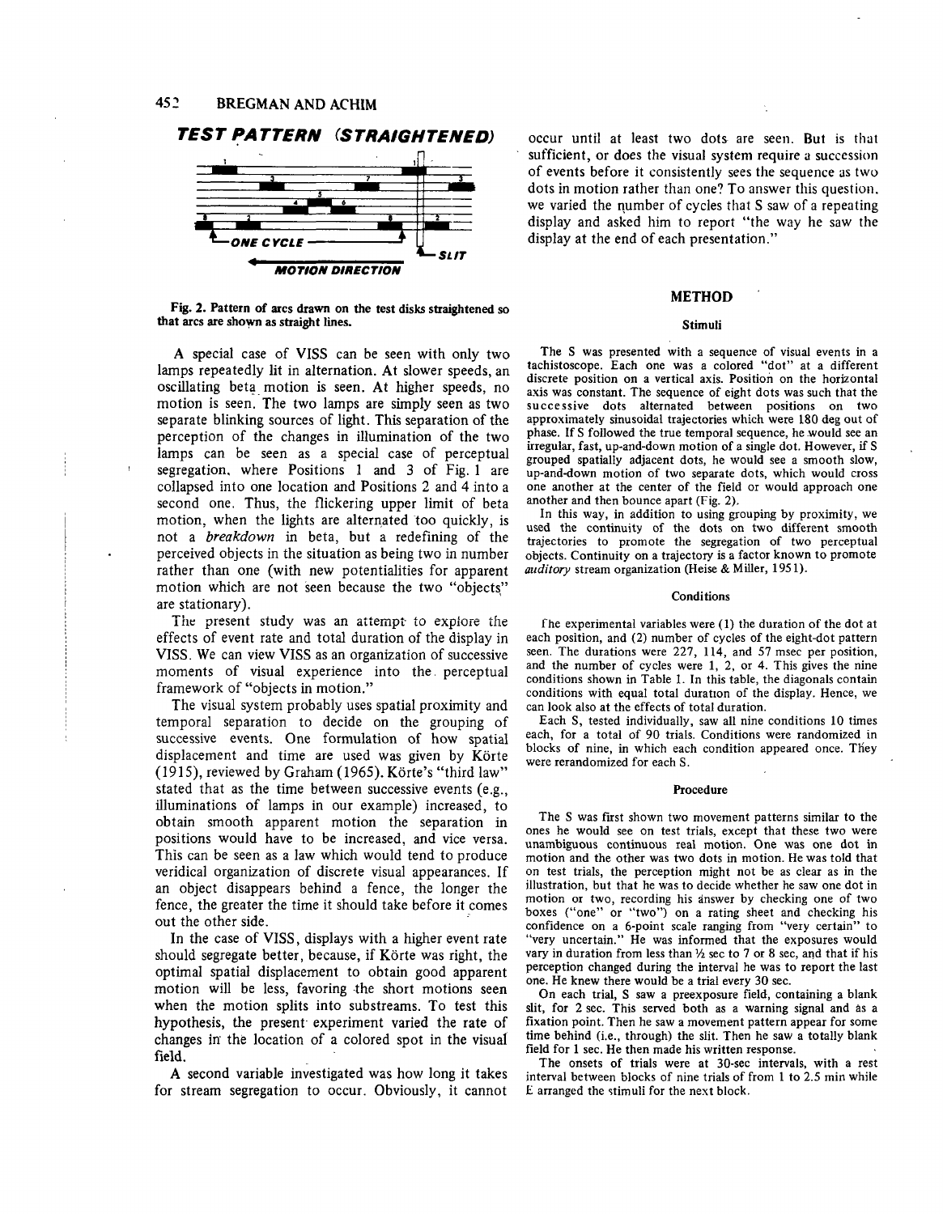**TEST PATTERN (STRAIGHTENED)**

Fig. 2. Pattern of arcs drawn on the test disks straightened so that arcs are shown as straight lines.

A special case of VISS can be seen with only two lamps repeatedly lit in alternation. At slower speeds, an oscillating beta motion is seen. At higher speeds, no motion is seen. The two lamps are simply seen as two separate blinking sources of light. This separation of the perception of the changes in illumination of the two lamps can be seen as a special case of perceptual segregation, where Positions 1 and 3 of Fig. 1 are collapsed into one location and Positions 2 and 4 into a second one. Thus, the flickering upper limit of beta motion, when the lights are alternated too quickly, is not a *breakdown* in beta, but a redefining of the perceived objects in the situation as being two in number rather than one (with new potentialities for apparent motion which are not seen because the two "objects" are stationary).

The present study was an attempt to explore the effects of event rate and total duration of the display in VISS. We can view VISS as an organization of successive moments of visual experience into the perceptual framework of "objects in motion."

The visual system probably uses spatial proximity and temporal separation to decide on the grouping of successive events. One formulation of how spatial displacement and time are used was given by Körte (1915), reviewed by Graham (1965). Körte's "third law" stated that as the time between successive events (e.g., illuminations of lamps in our example) increased, to obtain smooth apparent motion the separation in positions would have to be increased, and vice versa. This can be seen as a law which would tend to produce veridical organization of discrete visual appearances. If an object disappears behind a fence, the longer the fence, the greater the time it should take before it comes out the other side.

In the case of VISS, displays with a higher event rate should segregate better, because, if Körte was right, the optimal spatial displacement to obtain good apparent motion will be less, favoring the short motions seen when the motion splits into substreams. To test this hypothesis, the present experiment varied the rate of changes in the location of a colored spot in the visual field.

A second variable investigated was how long it takes for stream segregation to occur. Obviously, it cannot occur until at least two dots are seen. But is that sufficient, or does the visual system require a succession of events before it consistently sees the sequence as two dots in motion rather than one? To answer this question, we varied the number of cycles that S saw of a repeating display and asked him to report "the way he saw the display at the end of each presentation."

## METHOD

### Stimuli

The S was presented with a sequence of visual events in a tachistoscope. Each one was a colored "dot" at a different discrete position on a vertical axis. Position on the horizontal axis was constant. The sequence of eight dots was such that the successive dots alternated between positions on two approximately sinusoidal trajectories which were 180 deg out of phase. If S followed the true temporal sequence, he would see an irregular, fast, up-and-down motion of a single dot. However, if S grouped spatially adjacent dots, he would see a smooth slow, up-and-down motion of two separate dots, which would cross one another at the center of the field or would approach one another and then bounce apart (Fig. 2).

In this way, in addition to using grouping by proximity, we used the continuity of the dots on two different smooth trajectories to promote the segregation of two perceptual objects. Continuity on a trajectory is a factor known to promote *auditory* stream organization (Heise & Miller, 1951).

### Conditions

The experimental variables were (1) the duration of the dot at each position, and (2) number of cycles of the eight-dot pattern seen. The durations were 227, 114, and 57 msec per position, and the number of cycles were 1, 2, or 4. This gives the nine conditions shown in Table 1. In this table, the diagonals contain conditions with equal total duration of the display. Hence, we can look also at the effects of total duration.

Each S, tested individually, saw all nine conditions 10 times each, for a total of 90 trials. Conditions were randomized in blocks of nine, in which each condition appeared once. They were rerandomized for each S.

### Procedure

The S was first shown two movement patterns similar to the ones he would see on test trials, except that these two were unambiguous continuous real motion. One was one dot in motion and the other was two dots in motion. He was told that on test trials, the perception might not be as clear as in the illustration, but that he was to decide whether he saw one dot in motion or two, recording his answer by checking one of two boxes ("one" or "two") on a rating sheet and checking his confidence on a 6-point scale ranging from "very certain" to "very uncertain." He was informed that the exposures would vary in duration from less than ½ sec to 7 or 8 sec, and that if his perception changed during the interval he was to report the last one. He knew there would be a trial every 30 sec.

On each trial, S saw a preexposure field, containing a blank slit, for 2 sec. This served both as a warning signal and as a fixation point. Then he saw a movement pattern appear for some time behind (i.e., through) the slit. Then he saw a totally blank field for 1 sec. He then made his written response.

The onsets of trials were at 30-sec intervals, with a rest interval between blocks of nine trials of from 1 to 2.5 min while E arranged the stimuli for the next block.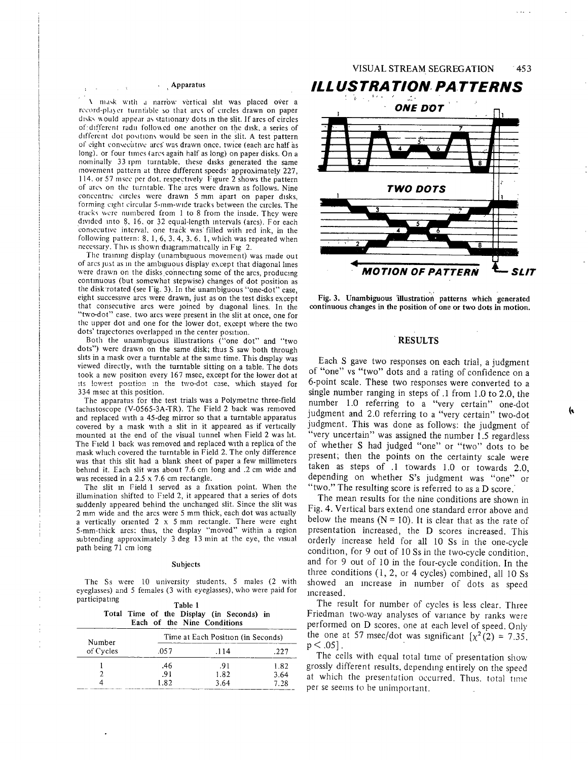### Apparatus

A mask with a narrow vertical slit was placed over a record-player turntable so that arcs of circles drawn on paper disks would appear as stationary dots in the slit. If arcs of circles of different radii followed one another on the disk, a series of different dot positions would be seen in the slit. A test pattern of eight consecutive arcs was drawn once, twice (each arc half as long), or four times (arcs again half as long) on paper disks. On a nominally 33 rpm turntable, these disks generated the same movement pattern at three different speeds: approximately 227, 114, or 57 msec per dot, respectively. Figure 2 shows the pattern of arcs on the turntable. The arcs were drawn as follows. Nine concentric circles were drawn 5 mm apart on paper disks, forming eight circular 5-mm-wide tracks between the circles. The tracks were numbered from 1 to 8 from the inside. They were divided into 8, 16, or 32 equal-length intervals (arcs). For each consecutive interval, one track was filled with red ink, in the following pattern: 8, 1, 6, 3, 4, 3, 6, 1, which was repeated when necessary. This is shown diagrammatically in Fig. 2.

The training display (unambiguous movement) was made out of arcs just as in the ambiguous display except that diagonal lines were drawn on the disks connecting some of the arcs, producing continuous (but somewhat stepwise) changes of dot position as the disk rotated (see Fig. 3). In the unambiguous "one-dot" case, eight successive arcs were drawn, just as on the test disks except that consecutive arcs were joined by diagonal lines. In the "two-dot" case, two arcs were present in the slit at once, one for the upper dot and one for the lower dot, except where the two dots' trajectories overlapped in the center position.

Both the unambiguous illustrations ("one dot" and "two dots") were drawn on the same disk; thus S saw both through slits in a mask over a turntable at the same time. This display was viewed directly, with the turntable sitting on a table. The dots took a new position every 167 msec, except for the lower dot at its lowest position in the two-dot case, which stayed for 334 msec at this position.

The apparatus for the test trials was a Polymetric three-field tachistoscope (V-0565-3A-TR). The Field 2 back was removed and replaced with a 45-deg mirror so that a turntable apparatus covered by a mask with a slit in it appeared as if vertically mounted at the end of the visual tunnel when Field 2 was lit. The Field 1 back was removed and replaced with a replica of the mask which covered the turntable in Field 2. The only difference was that this slit had a blank sheet of paper a few millimeters behind it. Each slit was about 7.6 cm long and .2 cm wide and was recessed in a 2.5 x 7.6 cm rectangle.

The slit in Field 1 served as a fixation point. When the illumination shifted to Field 2, it appeared that a series of dots suddenly appeared behind the unchanged slit. Since the slit was 2 mm wide and the arcs were 5 mm thick, each dot was actually a vertically oriented 2 x 5 mm rectangle. There were eight 5-mm-thick arcs; thus, the display "moved" within a region subtending approximately 3 deg 13 min at the eye, the visual path being 71 cm long.

### Subjects

The Ss were 10 university students, 5 males (2 with eyeglasses) and 5 females (3 with eyeglasses), who were paid for participating.

**Table 1**
**Total Time of the Display (in Seconds) in Each of the Nine Conditions**

| Number of Cycles | Time at Each Position (in Seconds) | | |
|---|---|---|---|
| | .057 | .114 | .227 |
| 1 | .46 | .91 | 1.82 |
| 2 | .91 | 1.82 | 3.64 |
| 4 | 1.82 | 3.64 | 7.28 |

## ILLUSTRATION PATTERNS

**Fig. 3. Unambiguous illustration patterns which generated continuous changes in the position of one or two dots in motion.**

## RESULTS

Each S gave two responses on each trial, a judgment of "one" vs "two" dots and a rating of confidence on a 6-point scale. These two responses were converted to a single number ranging in steps of .1 from 1.0 to 2.0, the number 1.0 referring to a "very certain" one-dot judgment and 2.0 referring to a "very certain" two-dot judgment. This was done as follows: the judgment of "very uncertain" was assigned the number 1.5 regardless of whether S had judged "one" or "two" dots to be present; then the points on the certainty scale were taken as steps of .1 towards 1.0 or towards 2.0, depending on whether S's judgment was "one" or "two." The resulting score is referred to as a D score.

The mean results for the nine conditions are shown in Fig. 4. Vertical bars extend one standard error above and below the means (N = 10). It is clear that as the rate of presentation increased, the D scores increased. This orderly increase held for all 10 Ss in the one-cycle condition, for 9 out of 10 Ss in the two-cycle condition, and for 9 out of 10 in the four-cycle condition. In the three conditions (1, 2, or 4 cycles) combined, all 10 Ss showed an increase in number of dots as speed increased.

The result for number of cycles is less clear. Three Friedman two-way analyses of variance by ranks were performed on D scores, one at each level of speed. Only the one at 57 msec/dot was significant [$\chi^2(2) = 7.35$, $p < .05$].

The cells with equal total time of presentation show grossly different results, depending entirely on the speed at which the presentation occurred. Thus, total time per se seems to be unimportant.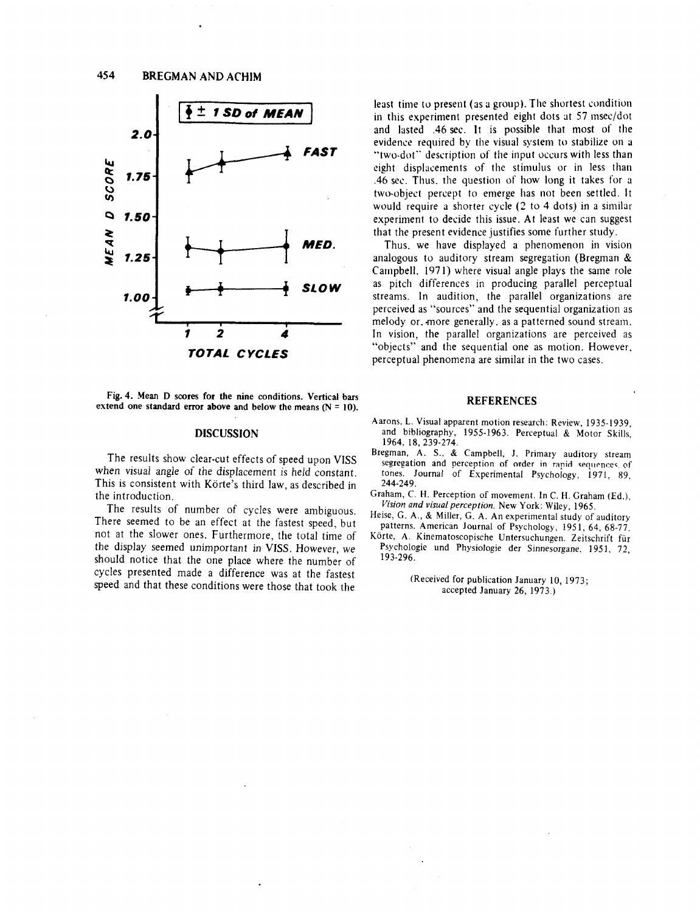± 1 SD of MEAN

MEAN D SCORE

2.0

1.75

1.50

1.25

1.00

FAST

MED.

SLOW

1 2 4

TOTAL CYCLES

Fig. 4. Mean D scores for the nine conditions. Vertical bars extend one standard error above and below the means (N = 10).

## DISCUSSION

The results show clear-cut effects of speed upon VISS when visual angle of the displacement is held constant. This is consistent with Körte's third law, as described in the introduction.

The results of number of cycles were ambiguous. There seemed to be an effect at the fastest speed, but not at the slower ones. Furthermore, the total time of the display seemed unimportant in VISS. However, we should notice that the one place where the number of cycles presented made a difference was at the fastest speed and that these conditions were those that took the least time to present (as a group). The shortest condition in this experiment presented eight dots at 57 msec/dot and lasted .46 sec. It is possible that most of the evidence required by the visual system to stabilize on a "two-dot" description of the input occurs with less than eight displacements of the stimulus or in less than .46 sec. Thus, the question of how long it takes for a two-object percept to emerge has not been settled. It would require a shorter cycle (2 to 4 dots) in a similar experiment to decide this issue. At least we can suggest that the present evidence justifies some further study.

Thus, we have displayed a phenomenon in vision analogous to auditory stream segregation (Bregman & Campbell, 1971) where visual angle plays the same role as pitch differences in producing parallel perceptual streams. In audition, the parallel organizations are perceived as "sources" and the sequential organization as melody or, more generally, as a patterned sound stream. In vision, the parallel organizations are perceived as "objects" and the sequential one as motion. However, perceptual phenomena are similar in the two cases.

## REFERENCES

Aarons, L. Visual apparent motion research: Review, 1935-1939, and bibliography, 1955-1963. Perceptual & Motor Skills, 1964, 18, 239-274.

Bregman, A. S., & Campbell, J. Primary auditory stream segregation and perception of order in rapid sequences of tones. Journal of Experimental Psychology, 1971, 89, 244-249.

Graham, C. H. Perception of movement. In C. H. Graham (Ed.), *Vision and visual perception*. New York: Wiley, 1965.

Heise, G. A., & Miller, G. A. An experimental study of auditory patterns. American Journal of Psychology, 1951, 64, 68-77.

Körte, A. Kinematoscopische Untersuchungen. Zeitschrift für Psychologie und Physiologie der Sinnesorgane, 1951, 72, 193-296.

(Received for publication January 10, 1973; accepted January 26, 1973.)